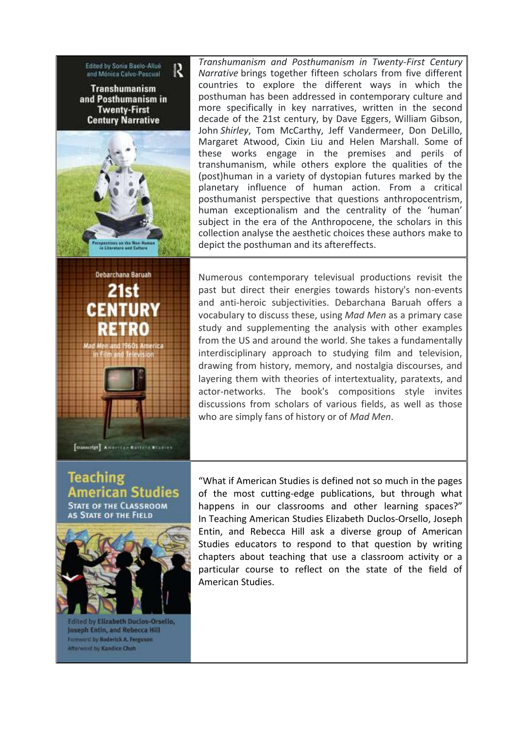Edited by Sonia Baelo-Allué and Mónica Calvo-Pascual

**Transhumanism and Posthumanism in Twenty-First Century Narrative**

Perspectives on the Non-Human in Literature and Culture

*Transhumanism and Posthumanism in Twenty-First Century Narrative* brings together fifteen scholars from five different countries to explore the different ways in which the posthuman has been addressed in contemporary culture and more specifically in key narratives, written in the second decade of the 21st century, by Dave Eggers, William Gibson, John *Shirley*, Tom McCarthy, Jeff Vandermeer, Don DeLillo, Margaret Atwood, Cixin Liu and Helen Marshall. Some of these works engage in the premises and perils of transhumanism, while others explore the qualities of the (post)human in a variety of dystopian futures marked by the planetary influence of human action. From a critical posthumanist perspective that questions anthropocentrism, human exceptionalism and the centrality of the 'human' subject in the era of the Anthropocene, the scholars in this collection analyse the aesthetic choices these authors make to depict the posthuman and its aftereffects.

Debarchana Baruah

**21st CENTURY RETRO**

*Mad Men and 1960s America in Film and Television*

[transcript] American Culture Studies

Numerous contemporary televisual productions revisit the past but direct their energies towards history's non-events and anti-heroic subjectivities. Debarchana Baruah offers a vocabulary to discuss these, using *Mad Men* as a primary case study and supplementing the analysis with other examples from the US and around the world. She takes a fundamentally interdisciplinary approach to studying film and television, drawing from history, memory, and nostalgia discourses, and layering them with theories of intertextuality, paratexts, and actor-networks. The book's compositions style invites discussions from scholars of various fields, as well as those who are simply fans of history or of *Mad Men*.

**Teaching American Studies**

State of the Classroom as State of the Field

Edited by Elizabeth Duclos-Orsello, Joseph Entin, and Rebecca Hill
Foreword by Roderick A. Ferguson
Afterword by Kandice Chuh

"What if American Studies is defined not so much in the pages of the most cutting-edge publications, but through what happens in our classrooms and other learning spaces?" In Teaching American Studies Elizabeth Duclos-Orsello, Joseph Entin, and Rebecca Hill ask a diverse group of American Studies educators to respond to that question by writing chapters about teaching that use a classroom activity or a particular course to reflect on the state of the field of American Studies.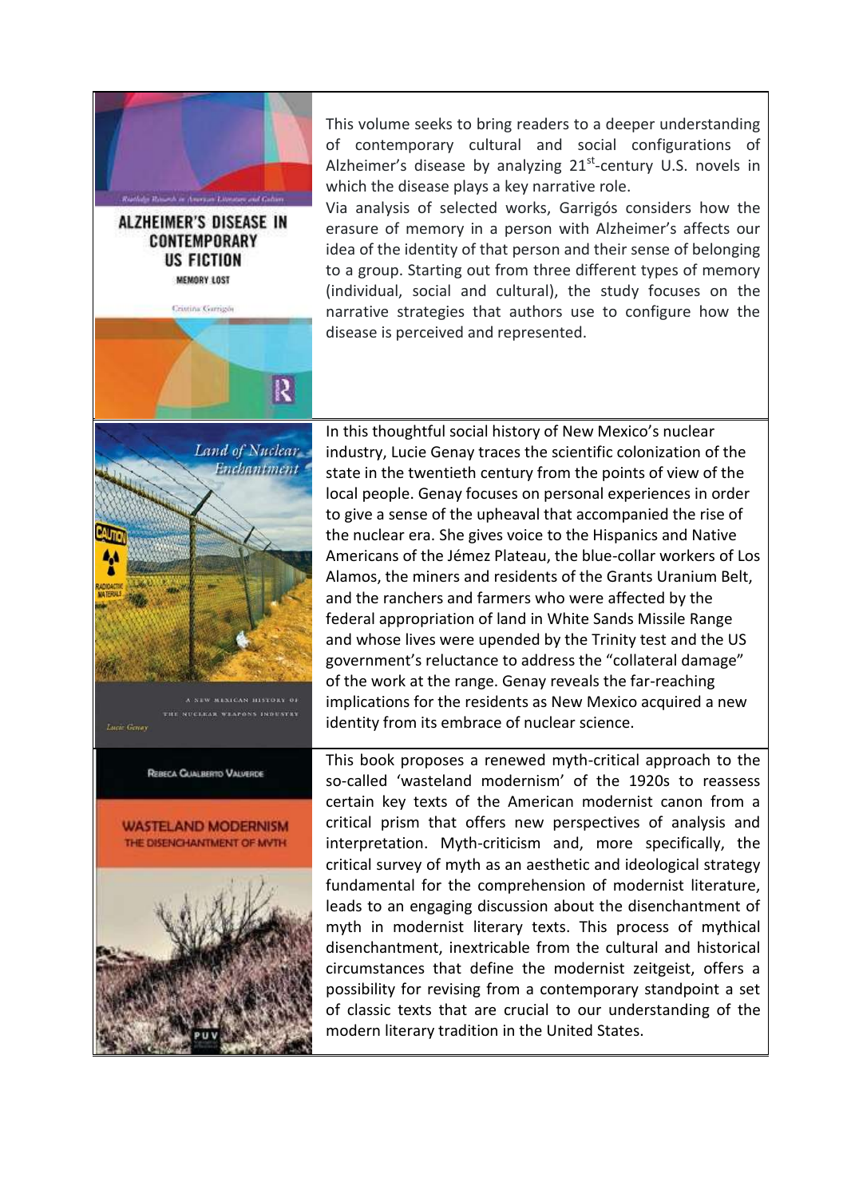| | |
|---|---|
| Routledge Research in American Literature and Culture **ALZHEIMER'S DISEASE IN CONTEMPORARY US FICTION** MEMORY LOST Cristina Garrigós | This volume seeks to bring readers to a deeper understanding of contemporary cultural and social configurations of Alzheimer's disease by analyzing 21st-century U.S. novels in which the disease plays a key narrative role. Via analysis of selected works, Garrigós considers how the erasure of memory in a person with Alzheimer's affects our idea of the identity of that person and their sense of belonging to a group. Starting out from three different types of memory (individual, social and cultural), the study focuses on the narrative strategies that authors use to configure how the disease is perceived and represented. |
| *Land of Nuclear Enchantment* A NEW MEXICAN HISTORY OF THE NUCLEAR WEAPONS INDUSTRY Lucie Genay | In this thoughtful social history of New Mexico's nuclear industry, Lucie Genay traces the scientific colonization of the state in the twentieth century from the points of view of the local people. Genay focuses on personal experiences in order to give a sense of the upheaval that accompanied the rise of the nuclear era. She gives voice to the Hispanics and Native Americans of the Jémez Plateau, the blue-collar workers of Los Alamos, the miners and residents of the Grants Uranium Belt, and the ranchers and farmers who were affected by the federal appropriation of land in White Sands Missile Range and whose lives were upended by the Trinity test and the US government's reluctance to address the "collateral damage" of the work at the range. Genay reveals the far-reaching implications for the residents as New Mexico acquired a new identity from its embrace of nuclear science. |
| Rebeca Gualberto Valverde **WASTELAND MODERNISM** THE DISENCHANTMENT OF MYTH PUV | This book proposes a renewed myth-critical approach to the so-called 'wasteland modernism' of the 1920s to reassess certain key texts of the American modernist canon from a critical prism that offers new perspectives of analysis and interpretation. Myth-criticism and, more specifically, the critical survey of myth as an aesthetic and ideological strategy fundamental for the comprehension of modernist literature, leads to an engaging discussion about the disenchantment of myth in modernist literary texts. This process of mythical disenchantment, inextricable from the cultural and historical circumstances that define the modernist zeitgeist, offers a possibility for revising from a contemporary standpoint a set of classic texts that are crucial to our understanding of the modern literary tradition in the United States. |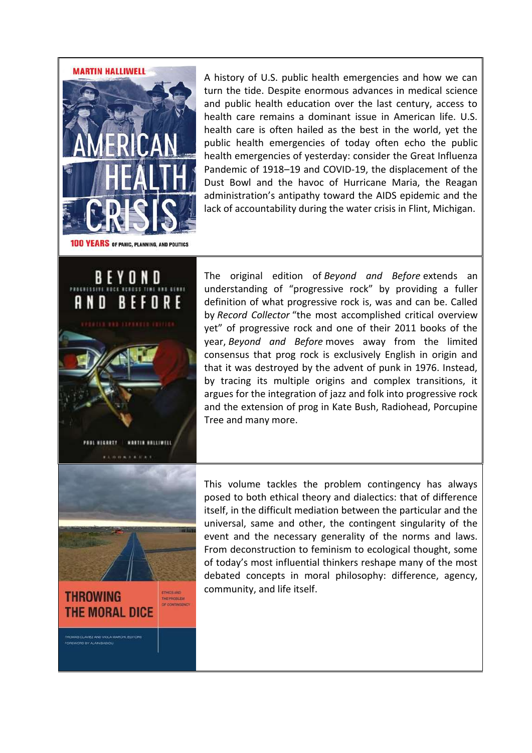A history of U.S. public health emergencies and how we can turn the tide. Despite enormous advances in medical science and public health education over the last century, access to health care remains a dominant issue in American life. U.S. health care is often hailed as the best in the world, yet the public health emergencies of today often echo the public health emergencies of yesterday: consider the Great Influenza Pandemic of 1918–19 and COVID-19, the displacement of the Dust Bowl and the havoc of Hurricane Maria, the Reagan administration's antipathy toward the AIDS epidemic and the lack of accountability during the water crisis in Flint, Michigan.

The original edition of *Beyond and Before* extends an understanding of "progressive rock" by providing a fuller definition of what progressive rock is, was and can be. Called by *Record Collector* "the most accomplished critical overview yet" of progressive rock and one of their 2011 books of the year, *Beyond and Before* moves away from the limited consensus that prog rock is exclusively English in origin and that it was destroyed by the advent of punk in 1976. Instead, by tracing its multiple origins and complex transitions, it argues for the integration of jazz and folk into progressive rock and the extension of prog in Kate Bush, Radiohead, Porcupine Tree and many more.

This volume tackles the problem contingency has always posed to both ethical theory and dialectics: that of difference itself, in the difficult mediation between the particular and the universal, same and other, the contingent singularity of the event and the necessary generality of the norms and laws. From deconstruction to feminism to ecological thought, some of today's most influential thinkers reshape many of the most debated concepts in moral philosophy: difference, agency, community, and life itself.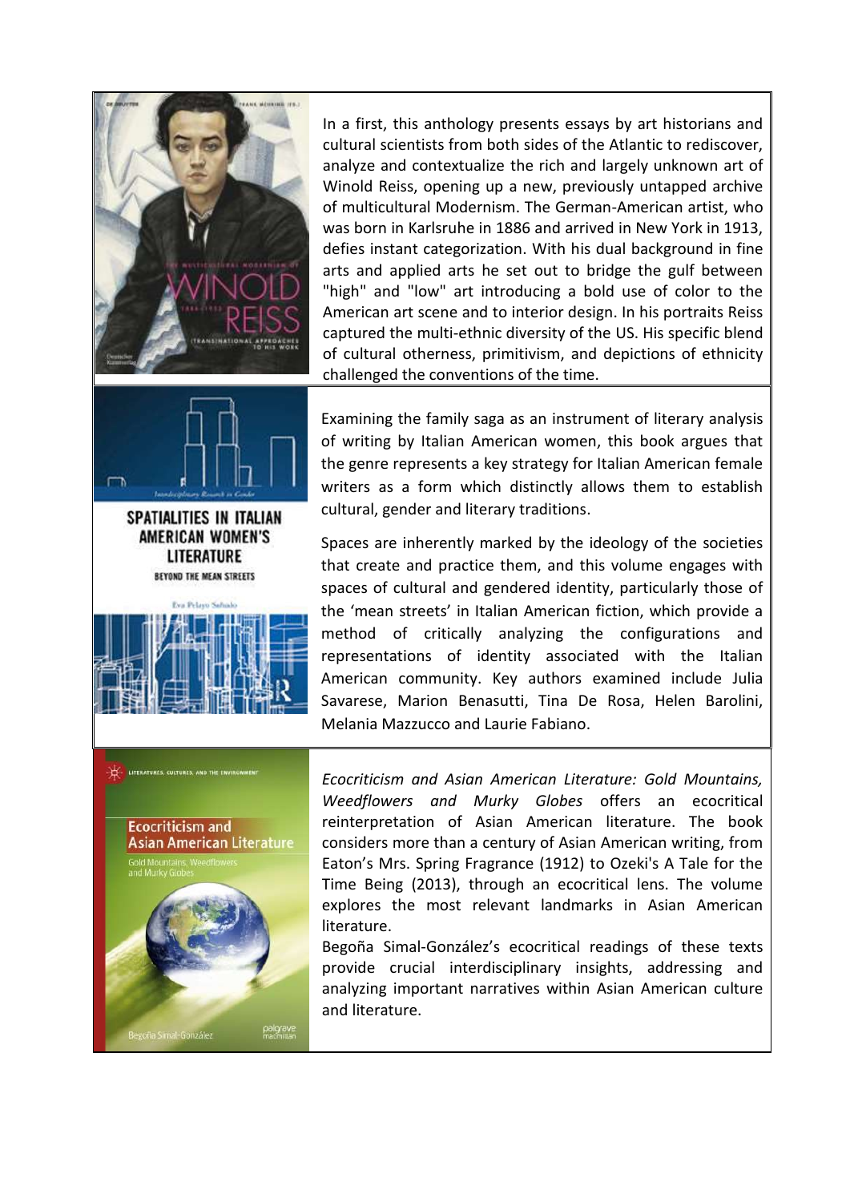In a first, this anthology presents essays by art historians and cultural scientists from both sides of the Atlantic to rediscover, analyze and contextualize the rich and largely unknown art of Winold Reiss, opening up a new, previously untapped archive of multicultural Modernism. The German-American artist, who was born in Karlsruhe in 1886 and arrived in New York in 1913, defies instant categorization. With his dual background in fine arts and applied arts he set out to bridge the gulf between "high" and "low" art introducing a bold use of color to the American art scene and to interior design. In his portraits Reiss captured the multi-ethnic diversity of the US. His specific blend of cultural otherness, primitivism, and depictions of ethnicity challenged the conventions of the time.

Examining the family saga as an instrument of literary analysis of writing by Italian American women, this book argues that the genre represents a key strategy for Italian American female writers as a form which distinctly allows them to establish cultural, gender and literary traditions.

Spaces are inherently marked by the ideology of the societies that create and practice them, and this volume engages with spaces of cultural and gendered identity, particularly those of the 'mean streets' in Italian American fiction, which provide a method of critically analyzing the configurations and representations of identity associated with the Italian American community. Key authors examined include Julia Savarese, Marion Benasutti, Tina De Rosa, Helen Barolini, Melania Mazzucco and Laurie Fabiano.

*Ecocriticism and Asian American Literature: Gold Mountains, Weedflowers and Murky Globes* offers an ecocritical reinterpretation of Asian American literature. The book considers more than a century of Asian American writing, from Eaton's Mrs. Spring Fragrance (1912) to Ozeki's A Tale for the Time Being (2013), through an ecocritical lens. The volume explores the most relevant landmarks in Asian American literature.

Begoña Simal-González's ecocritical readings of these texts provide crucial interdisciplinary insights, addressing and analyzing important narratives within Asian American culture and literature.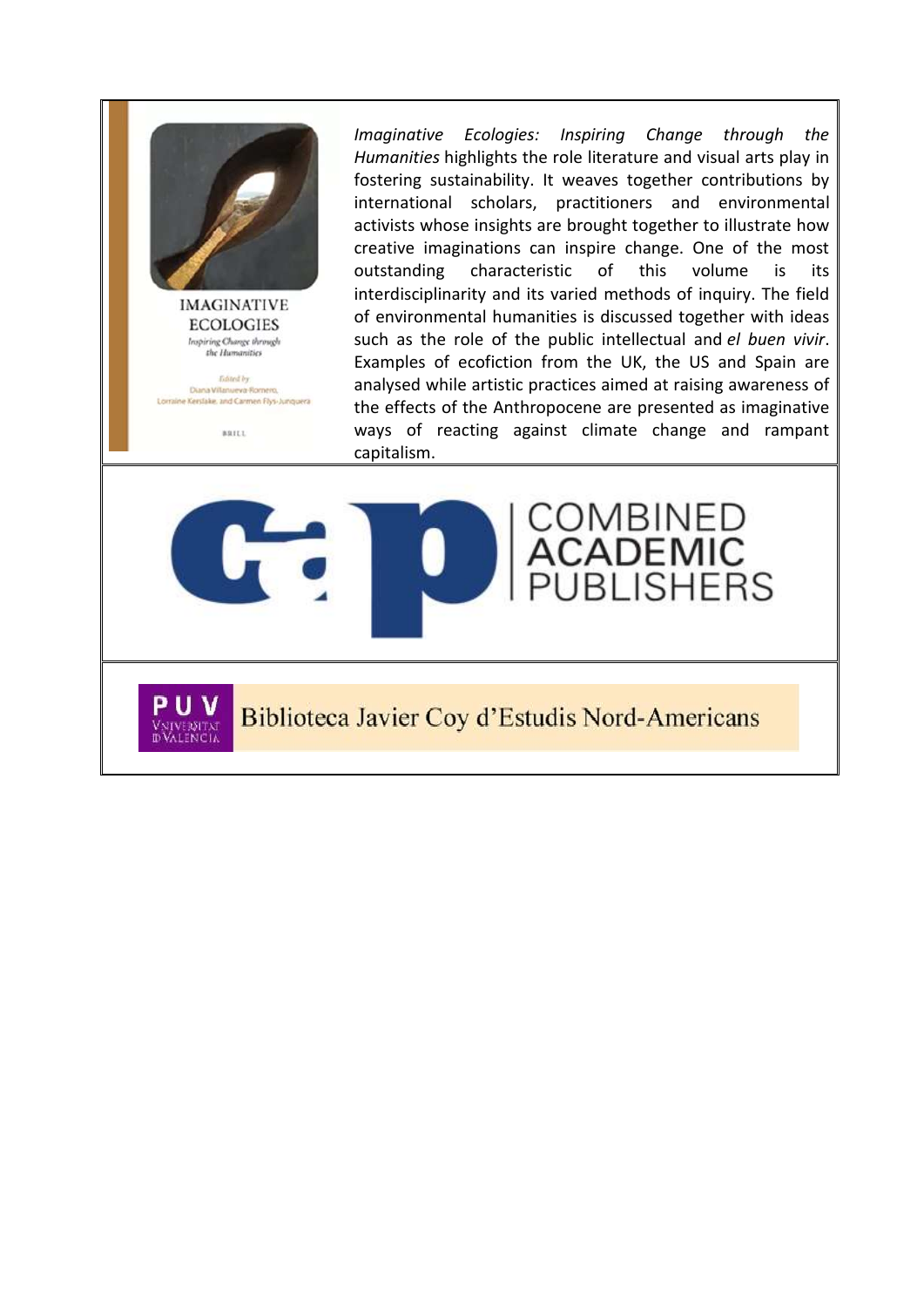IMAGINATIVE ECOLOGIES

Inspiring Change through the Humanities

Edited by Diana Villanueva-Romero, Lorraine Kerslake, and Carmen Flys-Junquera

BRILL

*Imaginative Ecologies: Inspiring Change through the Humanities* highlights the role literature and visual arts play in fostering sustainability. It weaves together contributions by international scholars, practitioners and environmental activists whose insights are brought together to illustrate how creative imaginations can inspire change. One of the most outstanding characteristic of this volume is its interdisciplinarity and its varied methods of inquiry. The field of environmental humanities is discussed together with ideas such as the role of the public intellectual and *el buen vivir*. Examples of ecofiction from the UK, the US and Spain are analysed while artistic practices aimed at raising awareness of the effects of the Anthropocene are presented as imaginative ways of reacting against climate change and rampant capitalism.

cap COMBINED ACADEMIC PUBLISHERS

PUV Vniversitat de València — Biblioteca Javier Coy d'Estudis Nord-Americans